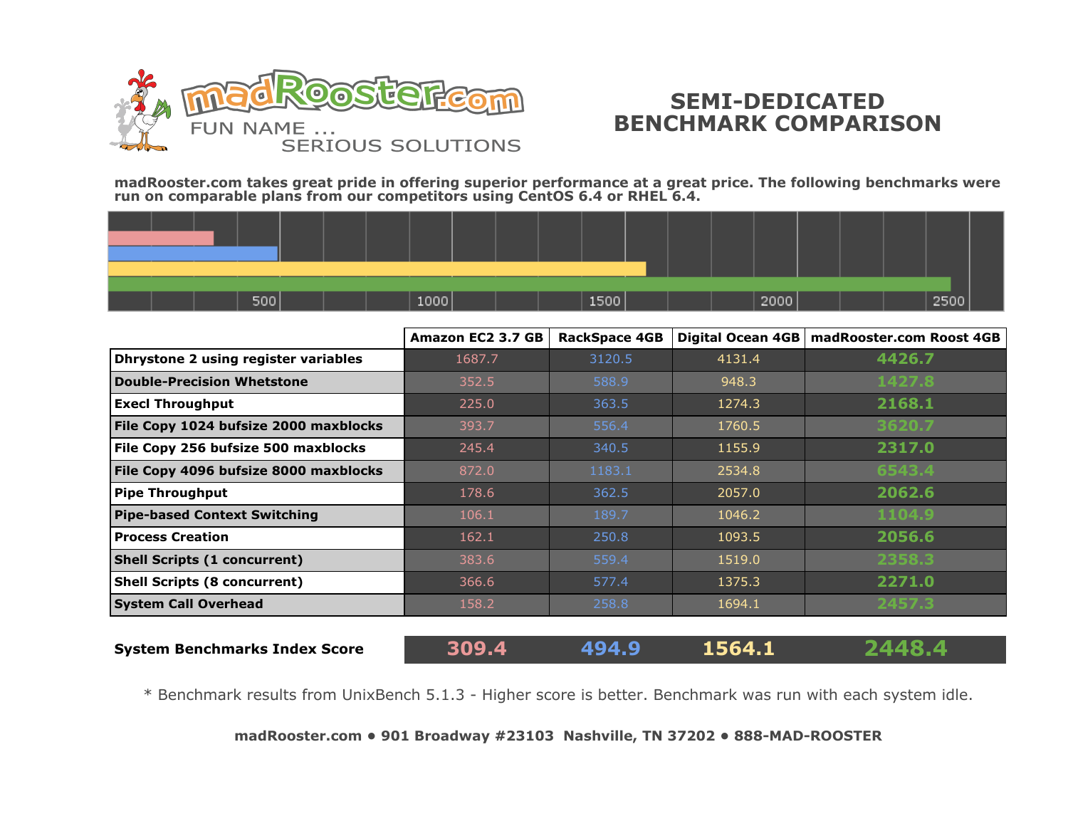madRooster.com

FUN NAME ... SERIOUS SOLUTIONS

# SEMI-DEDICATED BENCHMARK COMPARISON

**madRooster.com takes great pride in offering superior performance at a great price. The following benchmarks were run on comparable plans from our competitors using CentOS 6.4 or RHEL 6.4.**

| | Amazon EC2 3.7 GB | RackSpace 4GB | Digital Ocean 4GB | madRooster.com Roost 4GB |
|---|---|---|---|---|
| **Dhrystone 2 using register variables** | 1687.7 | 3120.5 | 4131.4 | **4426.7** |
| **Double-Precision Whetstone** | 352.5 | 588.9 | 948.3 | **1427.8** |
| **Execl Throughput** | 225.0 | 363.5 | 1274.3 | **2168.1** |
| **File Copy 1024 bufsize 2000 maxblocks** | 393.7 | 556.4 | 1760.5 | **3620.7** |
| **File Copy 256 bufsize 500 maxblocks** | 245.4 | 340.5 | 1155.9 | **2317.0** |
| **File Copy 4096 bufsize 8000 maxblocks** | 872.0 | 1183.1 | 2534.8 | **6543.4** |
| **Pipe Throughput** | 178.6 | 362.5 | 2057.0 | **2062.6** |
| **Pipe-based Context Switching** | 106.1 | 189.7 | 1046.2 | **1104.9** |
| **Process Creation** | 162.1 | 250.8 | 1093.5 | **2056.6** |
| **Shell Scripts (1 concurrent)** | 383.6 | 559.4 | 1519.0 | **2358.3** |
| **Shell Scripts (8 concurrent)** | 366.6 | 577.4 | 1375.3 | **2271.0** |
| **System Call Overhead** | 158.2 | 258.8 | 1694.1 | **2457.3** |
| **System Benchmarks Index Score** | **309.4** | **494.9** | **1564.1** | **2448.4** |

\* Benchmark results from UnixBench 5.1.3 - Higher score is better. Benchmark was run with each system idle.

**madRooster.com • 901 Broadway #23103 Nashville, TN 37202 • 888-MAD-ROOSTER**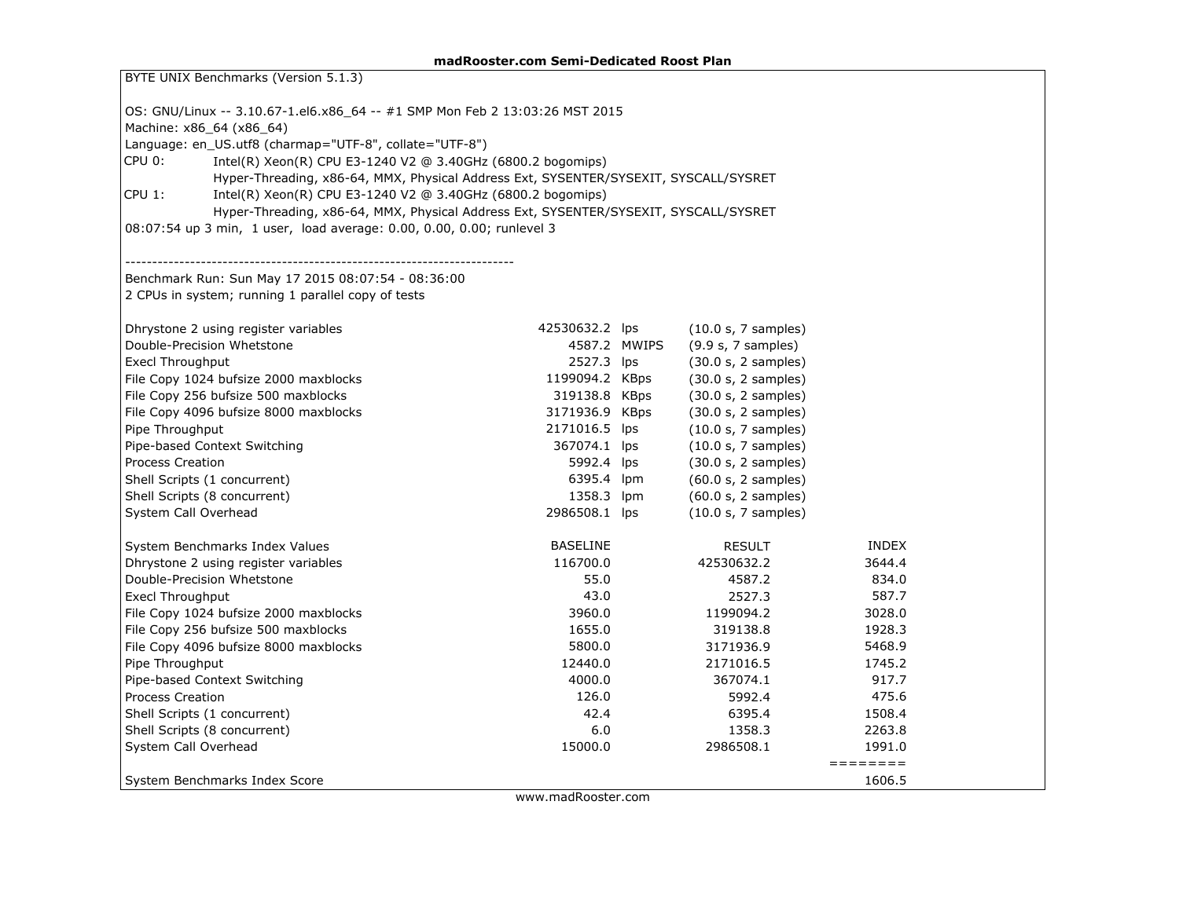**madRooster.com Semi-Dedicated Roost Plan**

BYTE UNIX Benchmarks (Version 5.1.3)

OS: GNU/Linux -- 3.10.67-1.el6.x86_64 -- #1 SMP Mon Feb 2 13:03:26 MST 2015
Machine: x86_64 (x86_64)
Language: en_US.utf8 (charmap="UTF-8", collate="UTF-8")
CPU 0: Intel(R) Xeon(R) CPU E3-1240 V2 @ 3.40GHz (6800.2 bogomips)
Hyper-Threading, x86-64, MMX, Physical Address Ext, SYSENTER/SYSEXIT, SYSCALL/SYSRET
CPU 1: Intel(R) Xeon(R) CPU E3-1240 V2 @ 3.40GHz (6800.2 bogomips)
Hyper-Threading, x86-64, MMX, Physical Address Ext, SYSENTER/SYSEXIT, SYSCALL/SYSRET
08:07:54 up 3 min, 1 user, load average: 0.00, 0.00, 0.00; runlevel 3

------------------------------------------------------------------------

Benchmark Run: Sun May 17 2015 08:07:54 - 08:36:00
2 CPUs in system; running 1 parallel copy of tests

| Test | Result | Unit | Samples |
|---|---|---|---|
| Dhrystone 2 using register variables | 42530632.2 | lps | (10.0 s, 7 samples) |
| Double-Precision Whetstone | 4587.2 | MWIPS | (9.9 s, 7 samples) |
| Execl Throughput | 2527.3 | lps | (30.0 s, 2 samples) |
| File Copy 1024 bufsize 2000 maxblocks | 1199094.2 | KBps | (30.0 s, 2 samples) |
| File Copy 256 bufsize 500 maxblocks | 319138.8 | KBps | (30.0 s, 2 samples) |
| File Copy 4096 bufsize 8000 maxblocks | 3171936.9 | KBps | (30.0 s, 2 samples) |
| Pipe Throughput | 2171016.5 | lps | (10.0 s, 7 samples) |
| Pipe-based Context Switching | 367074.1 | lps | (10.0 s, 7 samples) |
| Process Creation | 5992.4 | lps | (30.0 s, 2 samples) |
| Shell Scripts (1 concurrent) | 6395.4 | lpm | (60.0 s, 2 samples) |
| Shell Scripts (8 concurrent) | 1358.3 | lpm | (60.0 s, 2 samples) |
| System Call Overhead | 2986508.1 | lps | (10.0 s, 7 samples) |

| System Benchmarks Index Values | BASELINE | RESULT | INDEX |
|---|---|---|---|
| Dhrystone 2 using register variables | 116700.0 | 42530632.2 | 3644.4 |
| Double-Precision Whetstone | 55.0 | 4587.2 | 834.0 |
| Execl Throughput | 43.0 | 2527.3 | 587.7 |
| File Copy 1024 bufsize 2000 maxblocks | 3960.0 | 1199094.2 | 3028.0 |
| File Copy 256 bufsize 500 maxblocks | 1655.0 | 319138.8 | 1928.3 |
| File Copy 4096 bufsize 8000 maxblocks | 5800.0 | 3171936.9 | 5468.9 |
| Pipe Throughput | 12440.0 | 2171016.5 | 1745.2 |
| Pipe-based Context Switching | 4000.0 | 367074.1 | 917.7 |
| Process Creation | 126.0 | 5992.4 | 475.6 |
| Shell Scripts (1 concurrent) | 42.4 | 6395.4 | 1508.4 |
| Shell Scripts (8 concurrent) | 6.0 | 1358.3 | 2263.8 |
| System Call Overhead | 15000.0 | 2986508.1 | 1991.0 |
| | | | ======== |
| System Benchmarks Index Score | | | 1606.5 |

www.madRooster.com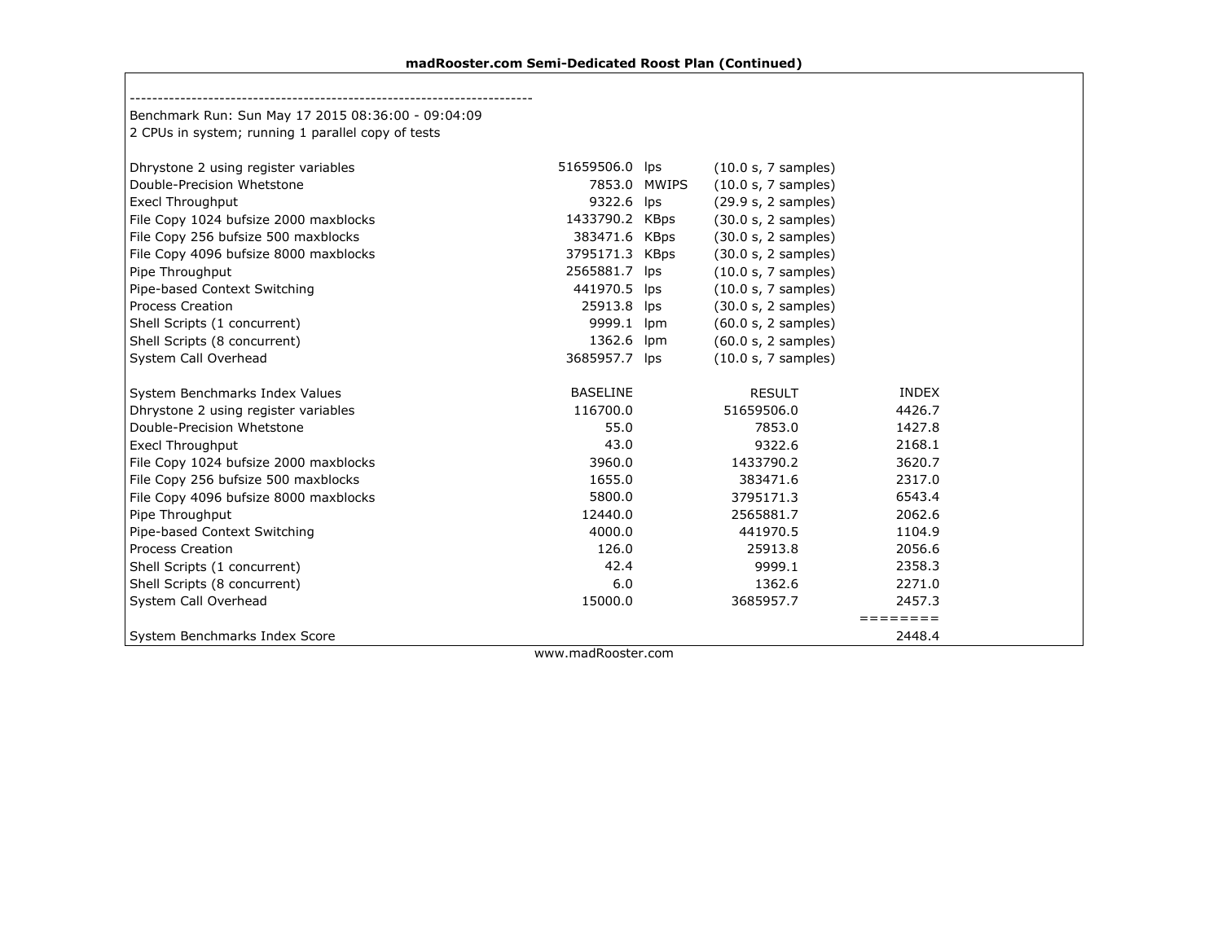**madRooster.com Semi-Dedicated Roost Plan (Continued)**

```
------------------------------------------------------------------------
Benchmark Run: Sun May 17 2015 08:36:00 - 09:04:09
2 CPUs in system; running 1 parallel copy of tests

Dhrystone 2 using register variables       51659506.0 lps     (10.0 s, 7 samples)
Double-Precision Whetstone                     7853.0 MWIPS   (10.0 s, 7 samples)
Execl Throughput                               9322.6 lps     (29.9 s, 2 samples)
File Copy 1024 bufsize 2000 maxblocks       1433790.2 KBps    (30.0 s, 2 samples)
File Copy 256 bufsize 500 maxblocks          383471.6 KBps    (30.0 s, 2 samples)
File Copy 4096 bufsize 8000 maxblocks       3795171.3 KBps    (30.0 s, 2 samples)
Pipe Throughput                             2565881.7 lps     (10.0 s, 7 samples)
Pipe-based Context Switching                 441970.5 lps     (10.0 s, 7 samples)
Process Creation                              25913.8 lps     (30.0 s, 2 samples)
Shell Scripts (1 concurrent)                   9999.1 lpm     (60.0 s, 2 samples)
Shell Scripts (8 concurrent)                   1362.6 lpm     (60.0 s, 2 samples)
System Call Overhead                        3685957.7 lps     (10.0 s, 7 samples)

System Benchmarks Index Values               BASELINE       RESULT    INDEX
Dhrystone 2 using register variables         116700.0   51659506.0   4426.7
Double-Precision Whetstone                       55.0       7853.0   1427.8
Execl Throughput                                 43.0       9322.6   2168.1
File Copy 1024 bufsize 2000 maxblocks          3960.0    1433790.2   3620.7
File Copy 256 bufsize 500 maxblocks            1655.0     383471.6   2317.0
File Copy 4096 bufsize 8000 maxblocks          5800.0    3795171.3   6543.4
Pipe Throughput                               12440.0    2565881.7   2062.6
Pipe-based Context Switching                   4000.0     441970.5   1104.9
Process Creation                                126.0      25913.8   2056.6
Shell Scripts (1 concurrent)                     42.4       9999.1   2358.3
Shell Scripts (8 concurrent)                      6.0       1362.6   2271.0
System Call Overhead                          15000.0    3685957.7   2457.3
                                                                   ========
System Benchmarks Index Score                                        2448.4
```

www.madRooster.com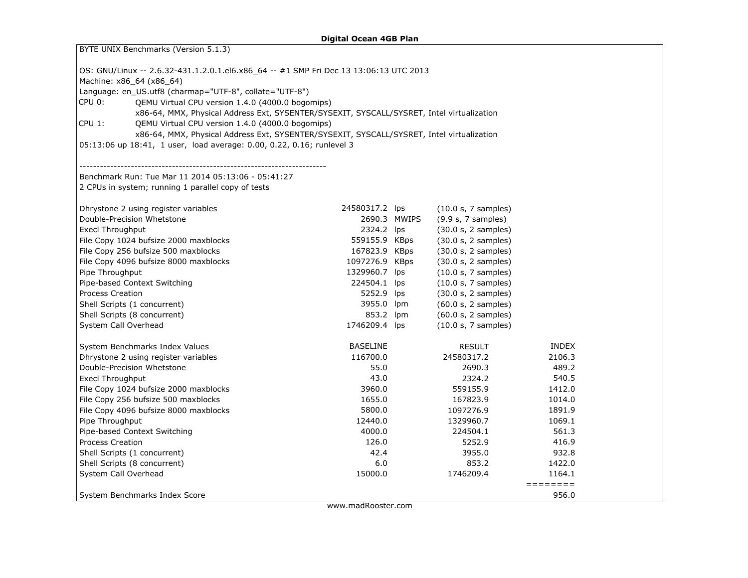**Digital Ocean 4GB Plan**

BYTE UNIX Benchmarks (Version 5.1.3)

OS: GNU/Linux -- 2.6.32-431.1.2.0.1.el6.x86_64 -- #1 SMP Fri Dec 13 13:06:13 UTC 2013
Machine: x86_64 (x86_64)
Language: en_US.utf8 (charmap="UTF-8", collate="UTF-8")
CPU 0: QEMU Virtual CPU version 1.4.0 (4000.0 bogomips)
x86-64, MMX, Physical Address Ext, SYSENTER/SYSEXIT, SYSCALL/SYSRET, Intel virtualization
CPU 1: QEMU Virtual CPU version 1.4.0 (4000.0 bogomips)
x86-64, MMX, Physical Address Ext, SYSENTER/SYSEXIT, SYSCALL/SYSRET, Intel virtualization
05:13:06 up 18:41, 1 user, load average: 0.00, 0.22, 0.16; runlevel 3

------------------------------------------------------------------------

Benchmark Run: Tue Mar 11 2014 05:13:06 - 05:41:27
2 CPUs in system; running 1 parallel copy of tests

| Test | Result | Unit | Time / Samples |
|---|---|---|---|
| Dhrystone 2 using register variables | 24580317.2 | lps | (10.0 s, 7 samples) |
| Double-Precision Whetstone | 2690.3 | MWIPS | (9.9 s, 7 samples) |
| Execl Throughput | 2324.2 | lps | (30.0 s, 2 samples) |
| File Copy 1024 bufsize 2000 maxblocks | 559155.9 | KBps | (30.0 s, 2 samples) |
| File Copy 256 bufsize 500 maxblocks | 167823.9 | KBps | (30.0 s, 2 samples) |
| File Copy 4096 bufsize 8000 maxblocks | 1097276.9 | KBps | (30.0 s, 2 samples) |
| Pipe Throughput | 1329960.7 | lps | (10.0 s, 7 samples) |
| Pipe-based Context Switching | 224504.1 | lps | (10.0 s, 7 samples) |
| Process Creation | 5252.9 | lps | (30.0 s, 2 samples) |
| Shell Scripts (1 concurrent) | 3955.0 | lpm | (60.0 s, 2 samples) |
| Shell Scripts (8 concurrent) | 853.2 | lpm | (60.0 s, 2 samples) |
| System Call Overhead | 1746209.4 | lps | (10.0 s, 7 samples) |

| System Benchmarks Index Values | BASELINE | RESULT | INDEX |
|---|---|---|---|
| Dhrystone 2 using register variables | 116700.0 | 24580317.2 | 2106.3 |
| Double-Precision Whetstone | 55.0 | 2690.3 | 489.2 |
| Execl Throughput | 43.0 | 2324.2 | 540.5 |
| File Copy 1024 bufsize 2000 maxblocks | 3960.0 | 559155.9 | 1412.0 |
| File Copy 256 bufsize 500 maxblocks | 1655.0 | 167823.9 | 1014.0 |
| File Copy 4096 bufsize 8000 maxblocks | 5800.0 | 1097276.9 | 1891.9 |
| Pipe Throughput | 12440.0 | 1329960.7 | 1069.1 |
| Pipe-based Context Switching | 4000.0 | 224504.1 | 561.3 |
| Process Creation | 126.0 | 5252.9 | 416.9 |
| Shell Scripts (1 concurrent) | 42.4 | 3955.0 | 932.8 |
| Shell Scripts (8 concurrent) | 6.0 | 853.2 | 1422.0 |
| System Call Overhead | 15000.0 | 1746209.4 | 1164.1 |
| | | | ======== |
| System Benchmarks Index Score | | | 956.0 |

www.madRooster.com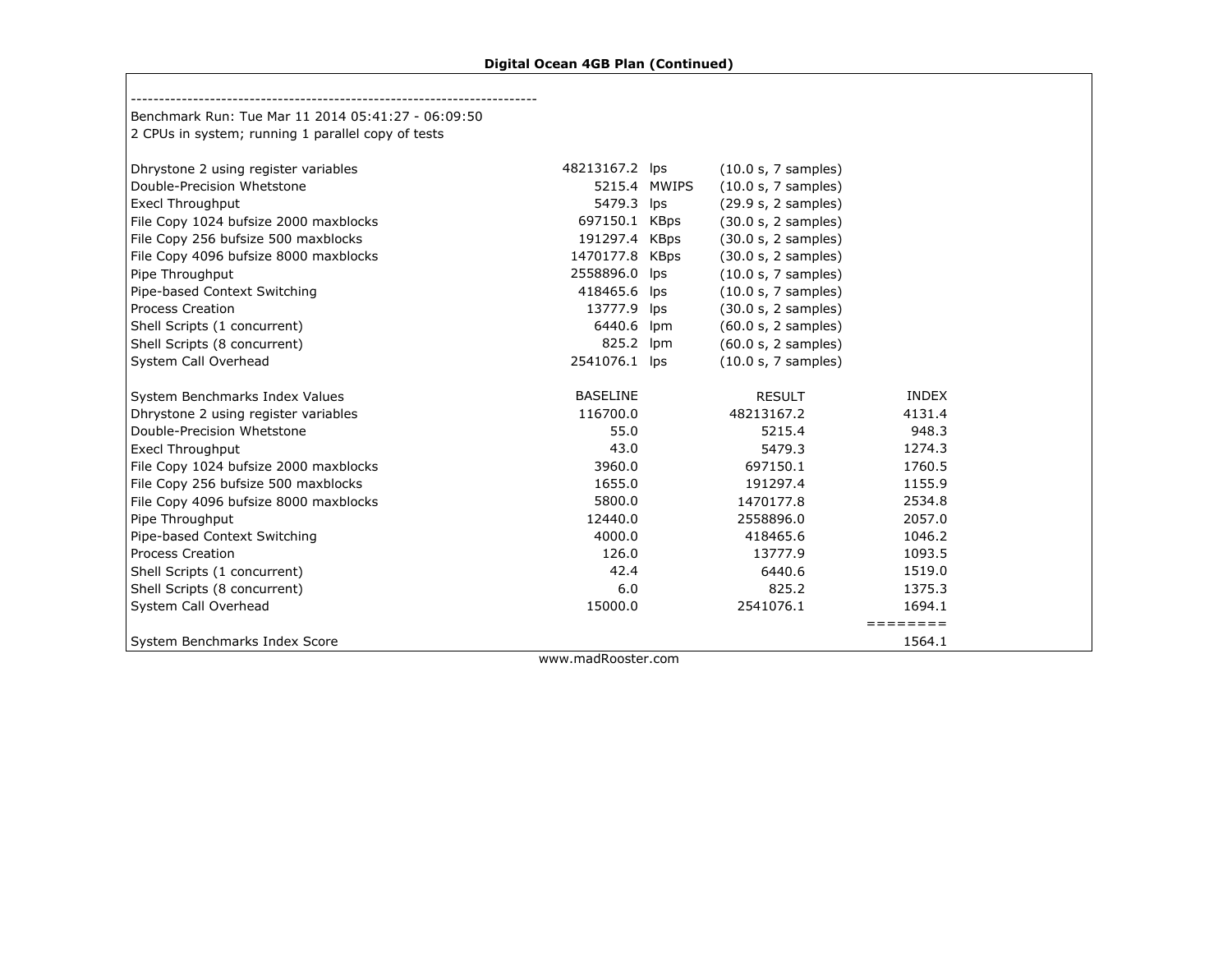**Digital Ocean 4GB Plan (Continued)**

------------------------------------------------------------------------

Benchmark Run: Tue Mar 11 2014 05:41:27 - 06:09:50

2 CPUs in system; running 1 parallel copy of tests

| Test | Result | Unit | Samples |
|---|---|---|---|
| Dhrystone 2 using register variables | 48213167.2 | lps | (10.0 s, 7 samples) |
| Double-Precision Whetstone | 5215.4 | MWIPS | (10.0 s, 7 samples) |
| Execl Throughput | 5479.3 | lps | (29.9 s, 2 samples) |
| File Copy 1024 bufsize 2000 maxblocks | 697150.1 | KBps | (30.0 s, 2 samples) |
| File Copy 256 bufsize 500 maxblocks | 191297.4 | KBps | (30.0 s, 2 samples) |
| File Copy 4096 bufsize 8000 maxblocks | 1470177.8 | KBps | (30.0 s, 2 samples) |
| Pipe Throughput | 2558896.0 | lps | (10.0 s, 7 samples) |
| Pipe-based Context Switching | 418465.6 | lps | (10.0 s, 7 samples) |
| Process Creation | 13777.9 | lps | (30.0 s, 2 samples) |
| Shell Scripts (1 concurrent) | 6440.6 | lpm | (60.0 s, 2 samples) |
| Shell Scripts (8 concurrent) | 825.2 | lpm | (60.0 s, 2 samples) |
| System Call Overhead | 2541076.1 | lps | (10.0 s, 7 samples) |

| System Benchmarks Index Values | BASELINE | RESULT | INDEX |
|---|---|---|---|
| Dhrystone 2 using register variables | 116700.0 | 48213167.2 | 4131.4 |
| Double-Precision Whetstone | 55.0 | 5215.4 | 948.3 |
| Execl Throughput | 43.0 | 5479.3 | 1274.3 |
| File Copy 1024 bufsize 2000 maxblocks | 3960.0 | 697150.1 | 1760.5 |
| File Copy 256 bufsize 500 maxblocks | 1655.0 | 191297.4 | 1155.9 |
| File Copy 4096 bufsize 8000 maxblocks | 5800.0 | 1470177.8 | 2534.8 |
| Pipe Throughput | 12440.0 | 2558896.0 | 2057.0 |
| Pipe-based Context Switching | 4000.0 | 418465.6 | 1046.2 |
| Process Creation | 126.0 | 13777.9 | 1093.5 |
| Shell Scripts (1 concurrent) | 42.4 | 6440.6 | 1519.0 |
| Shell Scripts (8 concurrent) | 6.0 | 825.2 | 1375.3 |
| System Call Overhead | 15000.0 | 2541076.1 | 1694.1 |
| | | | ======== |
| System Benchmarks Index Score | | | 1564.1 |

www.madRooster.com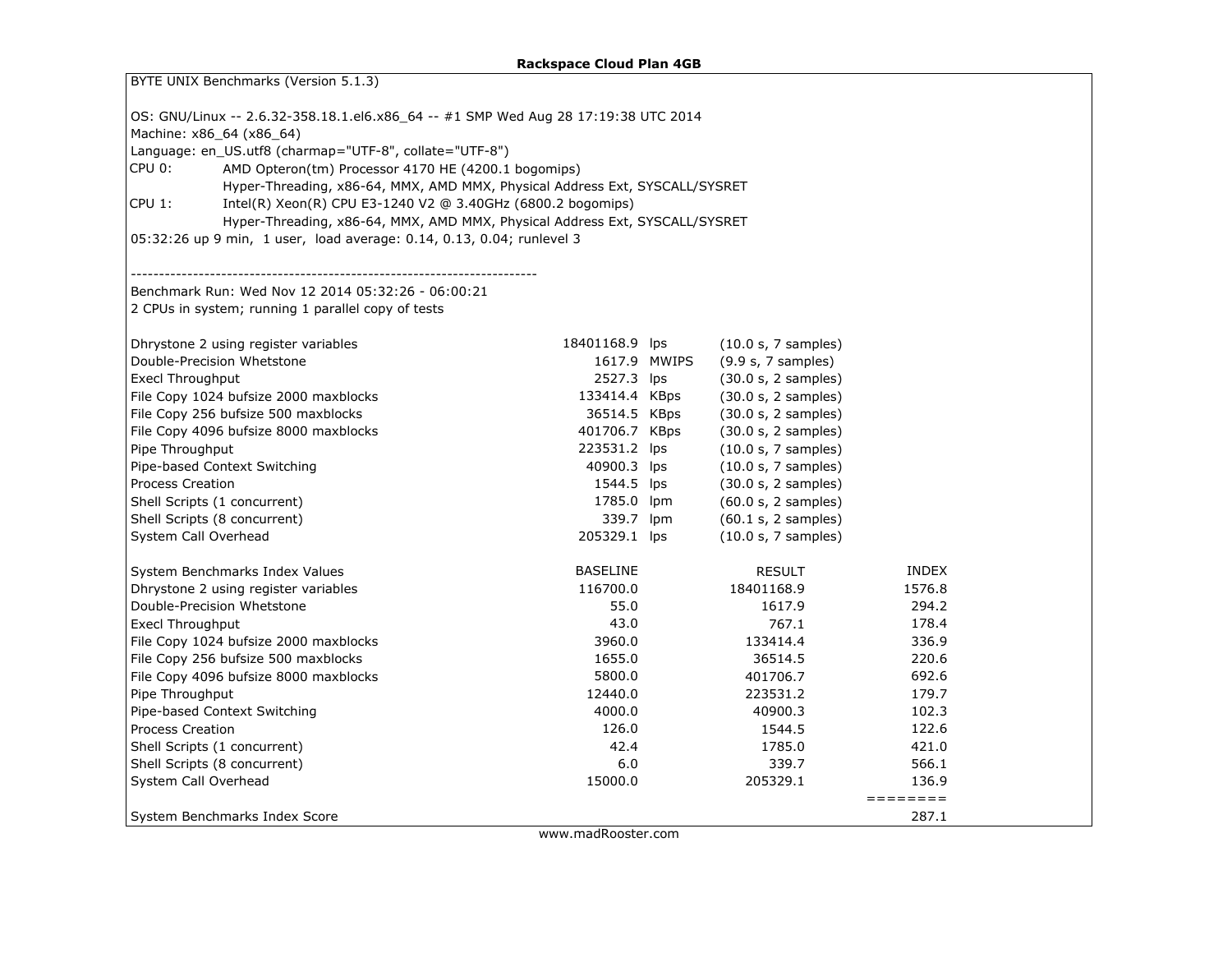# Rackspace Cloud Plan 4GB

BYTE UNIX Benchmarks (Version 5.1.3)

OS: GNU/Linux -- 2.6.32-358.18.1.el6.x86_64 -- #1 SMP Wed Aug 28 17:19:38 UTC 2014
Machine: x86_64 (x86_64)
Language: en_US.utf8 (charmap="UTF-8", collate="UTF-8")

| | |
|---|---|
| CPU 0: | AMD Opteron(tm) Processor 4170 HE (4200.1 bogomips) |
| | Hyper-Threading, x86-64, MMX, AMD MMX, Physical Address Ext, SYSCALL/SYSRET |
| CPU 1: | Intel(R) Xeon(R) CPU E3-1240 V2 @ 3.40GHz (6800.2 bogomips) |
| | Hyper-Threading, x86-64, MMX, AMD MMX, Physical Address Ext, SYSCALL/SYSRET |

05:32:26 up 9 min, 1 user, load average: 0.14, 0.13, 0.04; runlevel 3

------------------------------------------------------------------------

Benchmark Run: Wed Nov 12 2014 05:32:26 - 06:00:21
2 CPUs in system; running 1 parallel copy of tests

| Test | Result | Unit | Timing |
|---|---|---|---|
| Dhrystone 2 using register variables | 18401168.9 | lps | (10.0 s, 7 samples) |
| Double-Precision Whetstone | 1617.9 | MWIPS | (9.9 s, 7 samples) |
| Execl Throughput | 2527.3 | lps | (30.0 s, 2 samples) |
| File Copy 1024 bufsize 2000 maxblocks | 133414.4 | KBps | (30.0 s, 2 samples) |
| File Copy 256 bufsize 500 maxblocks | 36514.5 | KBps | (30.0 s, 2 samples) |
| File Copy 4096 bufsize 8000 maxblocks | 401706.7 | KBps | (30.0 s, 2 samples) |
| Pipe Throughput | 223531.2 | lps | (10.0 s, 7 samples) |
| Pipe-based Context Switching | 40900.3 | lps | (10.0 s, 7 samples) |
| Process Creation | 1544.5 | lps | (30.0 s, 2 samples) |
| Shell Scripts (1 concurrent) | 1785.0 | lpm | (60.0 s, 2 samples) |
| Shell Scripts (8 concurrent) | 339.7 | lpm | (60.1 s, 2 samples) |
| System Call Overhead | 205329.1 | lps | (10.0 s, 7 samples) |

| System Benchmarks Index Values | BASELINE | RESULT | INDEX |
|---|---|---|---|
| Dhrystone 2 using register variables | 116700.0 | 18401168.9 | 1576.8 |
| Double-Precision Whetstone | 55.0 | 1617.9 | 294.2 |
| Execl Throughput | 43.0 | 767.1 | 178.4 |
| File Copy 1024 bufsize 2000 maxblocks | 3960.0 | 133414.4 | 336.9 |
| File Copy 256 bufsize 500 maxblocks | 1655.0 | 36514.5 | 220.6 |
| File Copy 4096 bufsize 8000 maxblocks | 5800.0 | 401706.7 | 692.6 |
| Pipe Throughput | 12440.0 | 223531.2 | 179.7 |
| Pipe-based Context Switching | 4000.0 | 40900.3 | 102.3 |
| Process Creation | 126.0 | 1544.5 | 122.6 |
| Shell Scripts (1 concurrent) | 42.4 | 1785.0 | 421.0 |
| Shell Scripts (8 concurrent) | 6.0 | 339.7 | 566.1 |
| System Call Overhead | 15000.0 | 205329.1 | 136.9 |
| | | | ======== |
| System Benchmarks Index Score | | | 287.1 |

www.madRooster.com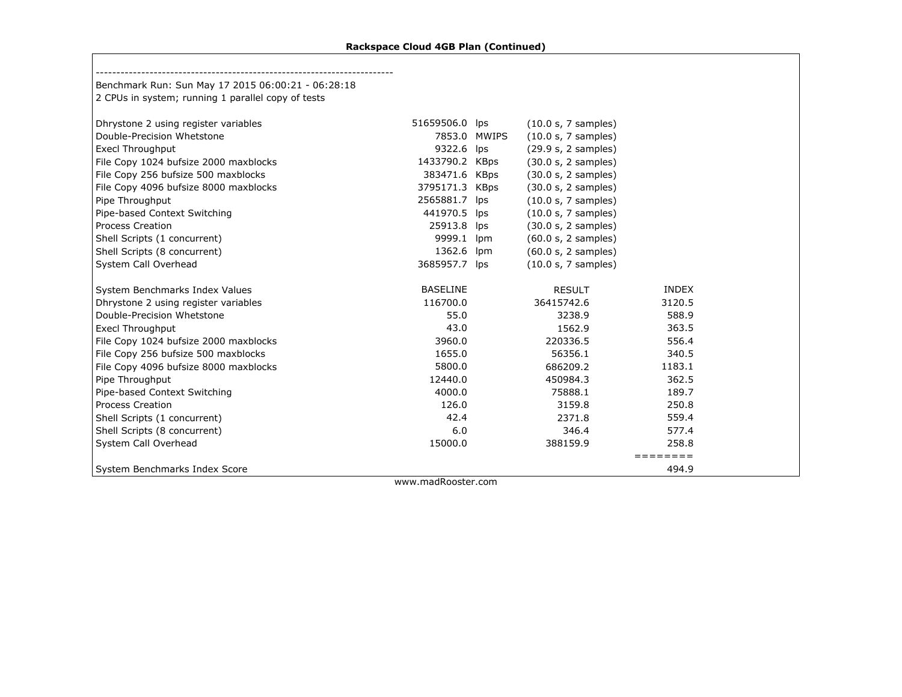**Rackspace Cloud 4GB Plan (Continued)**

------------------------------------------------------------------------

Benchmark Run: Sun May 17 2015 06:00:21 - 06:28:18
2 CPUs in system; running 1 parallel copy of tests

| Test | Result | Unit | Samples |
|---|---|---|---|
| Dhrystone 2 using register variables | 51659506.0 | lps | (10.0 s, 7 samples) |
| Double-Precision Whetstone | 7853.0 | MWIPS | (10.0 s, 7 samples) |
| Execl Throughput | 9322.6 | lps | (29.9 s, 2 samples) |
| File Copy 1024 bufsize 2000 maxblocks | 1433790.2 | KBps | (30.0 s, 2 samples) |
| File Copy 256 bufsize 500 maxblocks | 383471.6 | KBps | (30.0 s, 2 samples) |
| File Copy 4096 bufsize 8000 maxblocks | 3795171.3 | KBps | (30.0 s, 2 samples) |
| Pipe Throughput | 2565881.7 | lps | (10.0 s, 7 samples) |
| Pipe-based Context Switching | 441970.5 | lps | (10.0 s, 7 samples) |
| Process Creation | 25913.8 | lps | (30.0 s, 2 samples) |
| Shell Scripts (1 concurrent) | 9999.1 | lpm | (60.0 s, 2 samples) |
| Shell Scripts (8 concurrent) | 1362.6 | lpm | (60.0 s, 2 samples) |
| System Call Overhead | 3685957.7 | lps | (10.0 s, 7 samples) |

| System Benchmarks Index Values | BASELINE | RESULT | INDEX |
|---|---|---|---|
| Dhrystone 2 using register variables | 116700.0 | 36415742.6 | 3120.5 |
| Double-Precision Whetstone | 55.0 | 3238.9 | 588.9 |
| Execl Throughput | 43.0 | 1562.9 | 363.5 |
| File Copy 1024 bufsize 2000 maxblocks | 3960.0 | 220336.5 | 556.4 |
| File Copy 256 bufsize 500 maxblocks | 1655.0 | 56356.1 | 340.5 |
| File Copy 4096 bufsize 8000 maxblocks | 5800.0 | 686209.2 | 1183.1 |
| Pipe Throughput | 12440.0 | 450984.3 | 362.5 |
| Pipe-based Context Switching | 4000.0 | 75888.1 | 189.7 |
| Process Creation | 126.0 | 3159.8 | 250.8 |
| Shell Scripts (1 concurrent) | 42.4 | 2371.8 | 559.4 |
| Shell Scripts (8 concurrent) | 6.0 | 346.4 | 577.4 |
| System Call Overhead | 15000.0 | 388159.9 | 258.8 |
| | | | ======== |
| System Benchmarks Index Score | | | 494.9 |

www.madRooster.com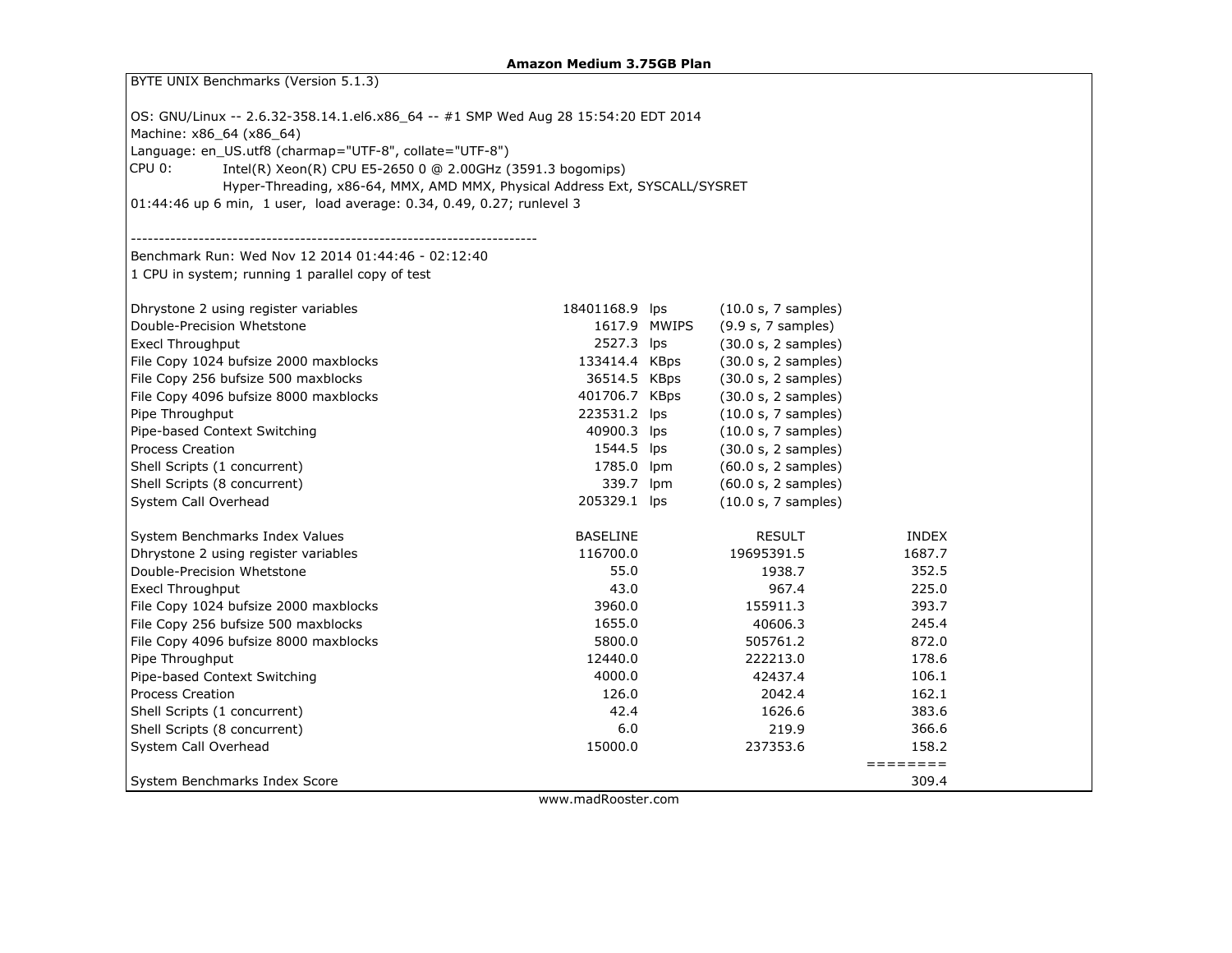**Amazon Medium 3.75GB Plan**

BYTE UNIX Benchmarks (Version 5.1.3)

OS: GNU/Linux -- 2.6.32-358.14.1.el6.x86_64 -- #1 SMP Wed Aug 28 15:54:20 EDT 2014
Machine: x86_64 (x86_64)
Language: en_US.utf8 (charmap="UTF-8", collate="UTF-8")
CPU 0: Intel(R) Xeon(R) CPU E5-2650 0 @ 2.00GHz (3591.3 bogomips)
Hyper-Threading, x86-64, MMX, AMD MMX, Physical Address Ext, SYSCALL/SYSRET
01:44:46 up 6 min, 1 user, load average: 0.34, 0.49, 0.27; runlevel 3

------------------------------------------------------------------------

Benchmark Run: Wed Nov 12 2014 01:44:46 - 02:12:40
1 CPU in system; running 1 parallel copy of test

| | | | |
|---|---|---|---|
| Dhrystone 2 using register variables | 18401168.9 | lps | (10.0 s, 7 samples) |
| Double-Precision Whetstone | 1617.9 | MWIPS | (9.9 s, 7 samples) |
| Execl Throughput | 2527.3 | lps | (30.0 s, 2 samples) |
| File Copy 1024 bufsize 2000 maxblocks | 133414.4 | KBps | (30.0 s, 2 samples) |
| File Copy 256 bufsize 500 maxblocks | 36514.5 | KBps | (30.0 s, 2 samples) |
| File Copy 4096 bufsize 8000 maxblocks | 401706.7 | KBps | (30.0 s, 2 samples) |
| Pipe Throughput | 223531.2 | lps | (10.0 s, 7 samples) |
| Pipe-based Context Switching | 40900.3 | lps | (10.0 s, 7 samples) |
| Process Creation | 1544.5 | lps | (30.0 s, 2 samples) |
| Shell Scripts (1 concurrent) | 1785.0 | lpm | (60.0 s, 2 samples) |
| Shell Scripts (8 concurrent) | 339.7 | lpm | (60.0 s, 2 samples) |
| System Call Overhead | 205329.1 | lps | (10.0 s, 7 samples) |

| System Benchmarks Index Values | BASELINE | RESULT | INDEX |
|---|---|---|---|
| Dhrystone 2 using register variables | 116700.0 | 19695391.5 | 1687.7 |
| Double-Precision Whetstone | 55.0 | 1938.7 | 352.5 |
| Execl Throughput | 43.0 | 967.4 | 225.0 |
| File Copy 1024 bufsize 2000 maxblocks | 3960.0 | 155911.3 | 393.7 |
| File Copy 256 bufsize 500 maxblocks | 1655.0 | 40606.3 | 245.4 |
| File Copy 4096 bufsize 8000 maxblocks | 5800.0 | 505761.2 | 872.0 |
| Pipe Throughput | 12440.0 | 222213.0 | 178.6 |
| Pipe-based Context Switching | 4000.0 | 42437.4 | 106.1 |
| Process Creation | 126.0 | 2042.4 | 162.1 |
| Shell Scripts (1 concurrent) | 42.4 | 1626.6 | 383.6 |
| Shell Scripts (8 concurrent) | 6.0 | 219.9 | 366.6 |
| System Call Overhead | 15000.0 | 237353.6 | 158.2 |
| | | | ======== |
| System Benchmarks Index Score | | | 309.4 |

www.madRooster.com